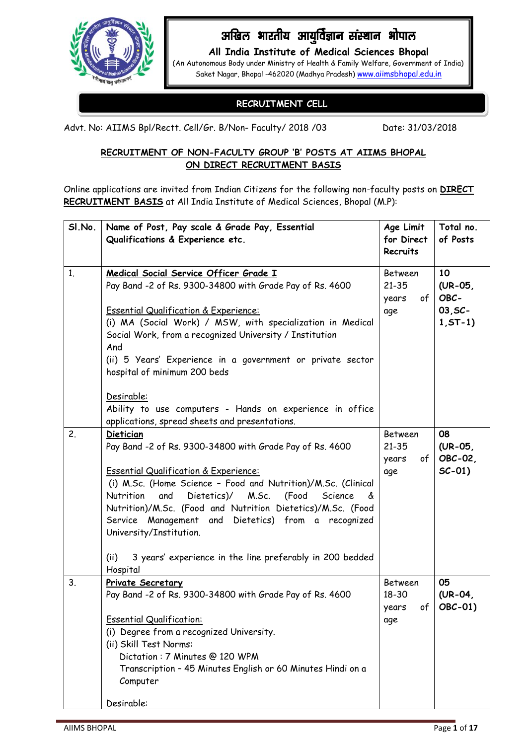# अखिल भारतीय आयुर्विज्ञान संस्थान भोपाल

**All India Institute of Medical Sciences Bhopal**

(An Autonomous Body under Ministry of Health & Family Welfare, Government of India)
Saket Nagar, Bhopal -462020 (Madhya Pradesh) www.aiimsbhopal.edu.in

**RECRUITMENT CELL**

Advt. No: AIIMS Bpl/Rectt. Cell/Gr. B/Non- Faculty/ 2018 /03 Date: 31/03/2018

## RECRUITMENT OF NON-FACULTY GROUP 'B' POSTS AT AIIMS BHOPAL ON DIRECT RECRUITMENT BASIS

Online applications are invited from Indian Citizens for the following non-faculty posts on **DIRECT RECRUITMENT BASIS** at All India Institute of Medical Sciences, Bhopal (M.P):

| Sl.No. | Name of Post, Pay scale & Grade Pay, Essential Qualifications & Experience etc. | Age Limit for Direct Recruits | Total no. of Posts |
|---|---|---|---|
| 1. | **Medical Social Service Officer Grade I**<br>Pay Band -2 of Rs. 9300-34800 with Grade Pay of Rs. 4600<br><br>Essential Qualification & Experience:<br>(i) MA (Social Work) / MSW, with specialization in Medical Social Work, from a recognized University / Institution<br>And<br>(ii) 5 Years' Experience in a government or private sector hospital of minimum 200 beds<br><br>Desirable:<br>Ability to use computers - Hands on experience in office applications, spread sheets and presentations. | Between 21-35 years of age | **10 (UR-05, OBC-03, SC-1, ST-1)** |
| 2. | **Dietician**<br>Pay Band -2 of Rs. 9300-34800 with Grade Pay of Rs. 4600<br><br>Essential Qualification & Experience:<br>(i) M.Sc. (Home Science – Food and Nutrition)/M.Sc. (Clinical Nutrition and Dietetics)/ M.Sc. (Food Science & Nutrition)/M.Sc. (Food and Nutrition Dietetics)/M.Sc. (Food Service Management and Dietetics) from a recognized University/Institution.<br><br>(ii) 3 years' experience in the line preferably in 200 bedded Hospital | Between 21-35 years of age | **08 (UR-05, OBC-02, SC-01)** |
| 3. | **Private Secretary**<br>Pay Band -2 of Rs. 9300-34800 with Grade Pay of Rs. 4600<br><br>Essential Qualification:<br>(i) Degree from a recognized University.<br>(ii) Skill Test Norms:<br>Dictation : 7 Minutes @ 120 WPM<br>Transcription – 45 Minutes English or 60 Minutes Hindi on a Computer<br><br>Desirable: | Between 18-30 years of age | **05 (UR-04, OBC-01)** |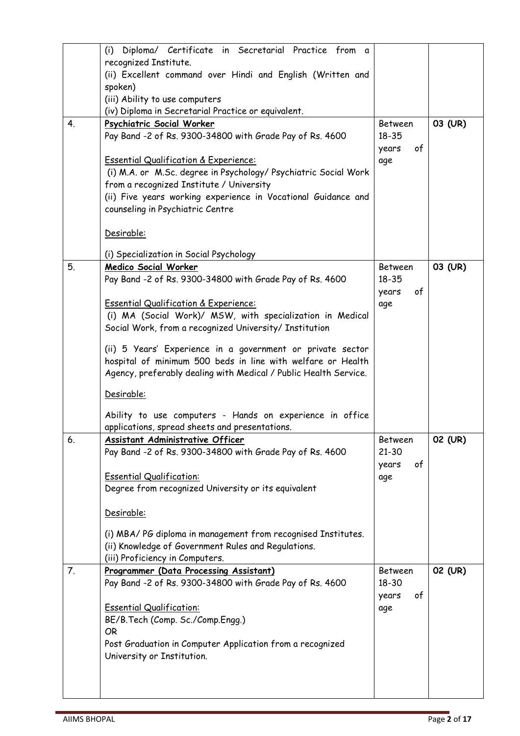| | | | |
|---|---|---|---|
| | (i) Diploma/ Certificate in Secretarial Practice from a recognized Institute.<br>(ii) Excellent command over Hindi and English (Written and spoken)<br>(iii) Ability to use computers<br>(iv) Diploma in Secretarial Practice or equivalent. | | |
| 4. | **<u>Psychiatric Social Worker</u>**<br>Pay Band -2 of Rs. 9300-34800 with Grade Pay of Rs. 4600<br><br><u>Essential Qualification & Experience:</u><br>(i) M.A. or M.Sc. degree in Psychology/ Psychiatric Social Work from a recognized Institute / University<br>(ii) Five years working experience in Vocational Guidance and counseling in Psychiatric Centre<br><br><u>Desirable:</u><br><br>(i) Specialization in Social Psychology | Between 18-35 years of age | 03 (UR) |
| 5. | **<u>Medico Social Worker</u>**<br>Pay Band -2 of Rs. 9300-34800 with Grade Pay of Rs. 4600<br><br><u>Essential Qualification & Experience:</u><br>(i) MA (Social Work)/ MSW, with specialization in Medical Social Work, from a recognized University/ Institution<br><br>(ii) 5 Years' Experience in a government or private sector hospital of minimum 500 beds in line with welfare or Health Agency, preferably dealing with Medical / Public Health Service.<br><br><u>Desirable:</u><br><br>Ability to use computers - Hands on experience in office applications, spread sheets and presentations. | Between 18-35 years of age | 03 (UR) |
| 6. | **<u>Assistant Administrative Officer</u>**<br>Pay Band -2 of Rs. 9300-34800 with Grade Pay of Rs. 4600<br><br><u>Essential Qualification:</u><br>Degree from recognized University or its equivalent<br><br><u>Desirable:</u><br><br>(i) MBA/ PG diploma in management from recognised Institutes.<br>(ii) Knowledge of Government Rules and Regulations.<br>(iii) Proficiency in Computers. | Between 21-30 years of age | 02 (UR) |
| 7. | **<u>Programmer (Data Processing Assistant)</u>**<br>Pay Band -2 of Rs. 9300-34800 with Grade Pay of Rs. 4600<br><br><u>Essential Qualification:</u><br>BE/B.Tech (Comp. Sc./Comp.Engg.)<br>OR<br>Post Graduation in Computer Application from a recognized University or Institution. | Between 18-30 years of age | 02 (UR) |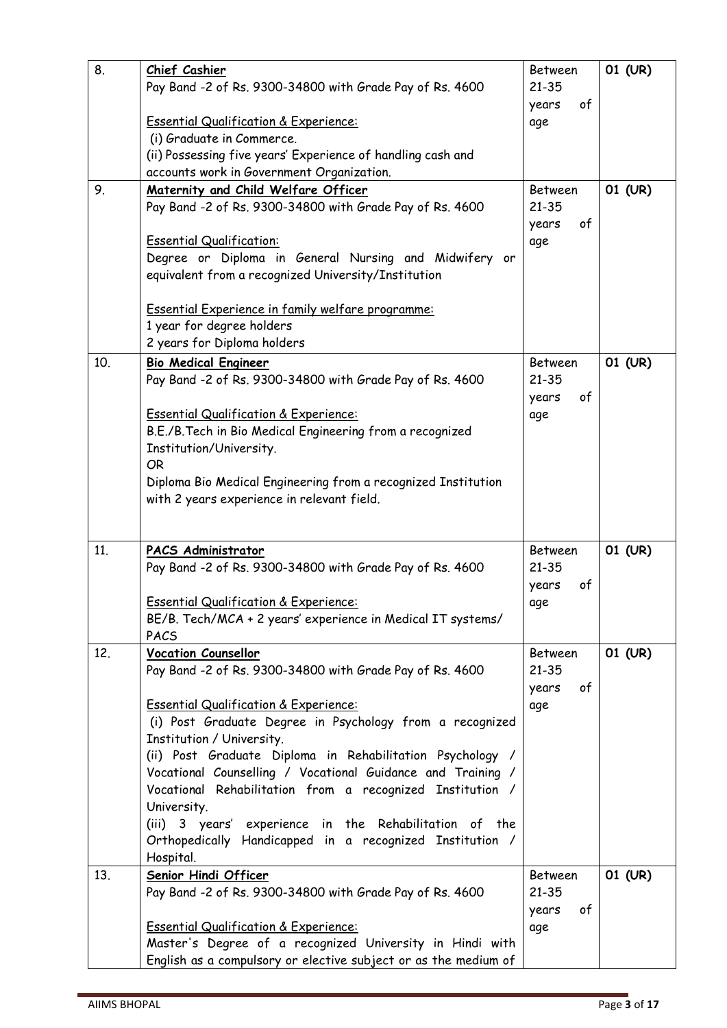| | | | |
|---|---|---|---|
| 8. | **Chief Cashier**<br>Pay Band -2 of Rs. 9300-34800 with Grade Pay of Rs. 4600<br><br>Essential Qualification & Experience:<br>(i) Graduate in Commerce.<br>(ii) Possessing five years' Experience of handling cash and accounts work in Government Organization. | Between 21-35 years of age | 01 (UR) |
| 9. | **Maternity and Child Welfare Officer**<br>Pay Band -2 of Rs. 9300-34800 with Grade Pay of Rs. 4600<br><br>Essential Qualification:<br>Degree or Diploma in General Nursing and Midwifery or equivalent from a recognized University/Institution<br><br>Essential Experience in family welfare programme:<br>1 year for degree holders<br>2 years for Diploma holders | Between 21-35 years of age | 01 (UR) |
| 10. | **Bio Medical Engineer**<br>Pay Band -2 of Rs. 9300-34800 with Grade Pay of Rs. 4600<br><br>Essential Qualification & Experience:<br>B.E./B.Tech in Bio Medical Engineering from a recognized Institution/University.<br>OR<br>Diploma Bio Medical Engineering from a recognized Institution with 2 years experience in relevant field. | Between 21-35 years of age | 01 (UR) |
| 11. | **PACS Administrator**<br>Pay Band -2 of Rs. 9300-34800 with Grade Pay of Rs. 4600<br><br>Essential Qualification & Experience:<br>BE/B. Tech/MCA + 2 years' experience in Medical IT systems/ PACS | Between 21-35 years of age | 01 (UR) |
| 12. | **Vocation Counsellor**<br>Pay Band -2 of Rs. 9300-34800 with Grade Pay of Rs. 4600<br><br>Essential Qualification & Experience:<br>(i) Post Graduate Degree in Psychology from a recognized Institution / University.<br>(ii) Post Graduate Diploma in Rehabilitation Psychology / Vocational Counselling / Vocational Guidance and Training / Vocational Rehabilitation from a recognized Institution / University.<br>(iii) 3 years' experience in the Rehabilitation of the Orthopedically Handicapped in a recognized Institution / Hospital. | Between 21-35 years of age | 01 (UR) |
| 13. | **Senior Hindi Officer**<br>Pay Band -2 of Rs. 9300-34800 with Grade Pay of Rs. 4600<br><br>Essential Qualification & Experience:<br>Master's Degree of a recognized University in Hindi with English as a compulsory or elective subject or as the medium of | Between 21-35 years of age | 01 (UR) |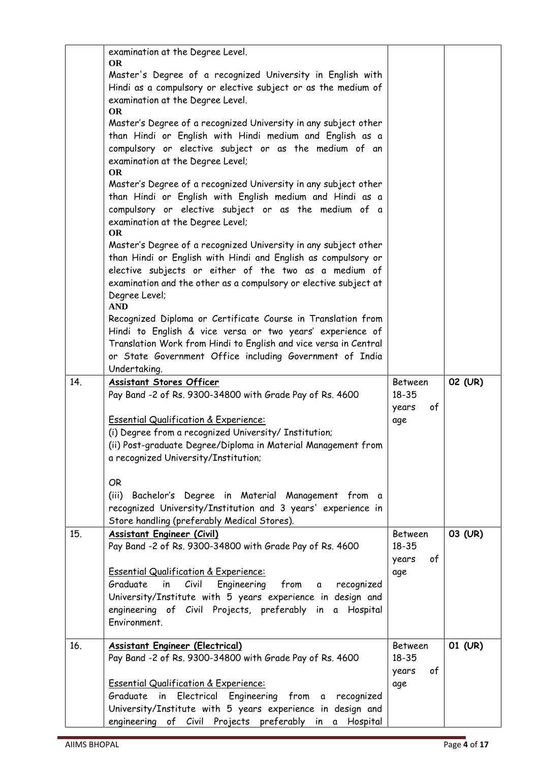| | | | |
|---|---|---|---|
| | examination at the Degree Level.<br>**OR**<br>Master's Degree of a recognized University in English with Hindi as a compulsory or elective subject or as the medium of examination at the Degree Level.<br>**OR**<br>Master's Degree of a recognized University in any subject other than Hindi or English with Hindi medium and English as a compulsory or elective subject or as the medium of an examination at the Degree Level;<br>**OR**<br>Master's Degree of a recognized University in any subject other than Hindi or English with English medium and Hindi as a compulsory or elective subject or as the medium of a examination at the Degree Level;<br>**OR**<br>Master's Degree of a recognized University in any subject other than Hindi or English with Hindi and English as compulsory or elective subjects or either of the two as a medium of examination and the other as a compulsory or elective subject at Degree Level;<br>**AND**<br>Recognized Diploma or Certificate Course in Translation from Hindi to English & vice versa or two years' experience of Translation Work from Hindi to English and vice versa in Central or State Government Office including Government of India Undertaking. | | |
| 14. | <u>**Assistant Stores Officer**</u><br>Pay Band -2 of Rs. 9300-34800 with Grade Pay of Rs. 4600<br><br><u>Essential Qualification & Experience:</u><br>(i) Degree from a recognized University/ Institution;<br>(ii) Post-graduate Degree/Diploma in Material Management from a recognized University/Institution;<br><br>OR<br>(iii) Bachelor's Degree in Material Management from a recognized University/Institution and 3 years' experience in Store handling (preferably Medical Stores). | Between 18-35 years of age | **02 (UR)** |
| 15. | <u>**Assistant Engineer (Civil)**</u><br>Pay Band -2 of Rs. 9300-34800 with Grade Pay of Rs. 4600<br><br><u>Essential Qualification & Experience:</u><br>Graduate in Civil Engineering from a recognized University/Institute with 5 years experience in design and engineering of Civil Projects, preferably in a Hospital Environment. | Between 18-35 years of age | **03 (UR)** |
| 16. | <u>**Assistant Engineer (Electrical)**</u><br>Pay Band -2 of Rs. 9300-34800 with Grade Pay of Rs. 4600<br><br><u>Essential Qualification & Experience:</u><br>Graduate in Electrical Engineering from a recognized University/Institute with 5 years experience in design and engineering of Civil Projects preferably in a Hospital | Between 18-35 years of age | **01 (UR)** |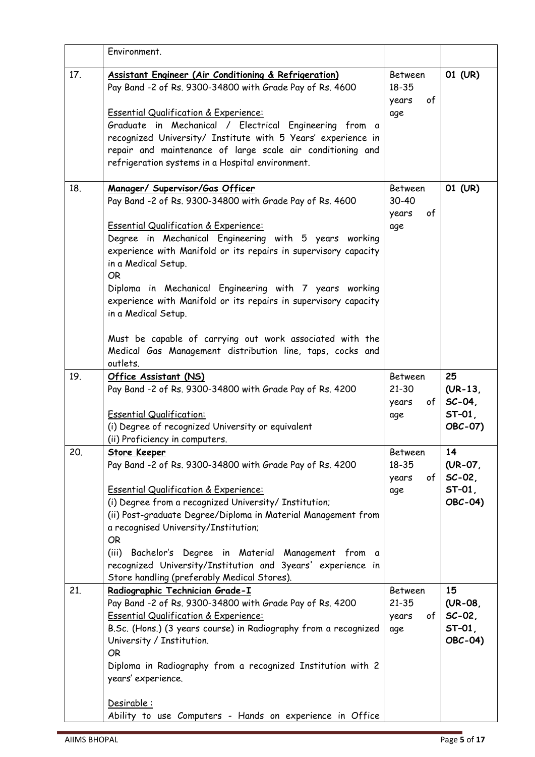| | | | |
|---|---|---|---|
| | Environment. | | |
| 17. | **Assistant Engineer (Air Conditioning & Refrigeration)**<br>Pay Band -2 of Rs. 9300-34800 with Grade Pay of Rs. 4600<br><br>Essential Qualification & Experience:<br>Graduate in Mechanical / Electrical Engineering from a recognized University/ Institute with 5 Years' experience in repair and maintenance of large scale air conditioning and refrigeration systems in a Hospital environment. | Between 18-35 years of age | **01 (UR)** |
| 18. | **Manager/ Supervisor/Gas Officer**<br>Pay Band -2 of Rs. 9300-34800 with Grade Pay of Rs. 4600<br><br>Essential Qualification & Experience:<br>Degree in Mechanical Engineering with 5 years working experience with Manifold or its repairs in supervisory capacity in a Medical Setup.<br>OR<br>Diploma in Mechanical Engineering with 7 years working experience with Manifold or its repairs in supervisory capacity in a Medical Setup.<br><br>Must be capable of carrying out work associated with the Medical Gas Management distribution line, taps, cocks and outlets. | Between 30-40 years of age | **01 (UR)** |
| 19. | **Office Assistant (NS)**<br>Pay Band -2 of Rs. 9300-34800 with Grade Pay of Rs. 4200<br><br>Essential Qualification:<br>(i) Degree of recognized University or equivalent<br>(ii) Proficiency in computers. | Between 21-30 years of age | **25 (UR-13, SC-04, ST-01, OBC-07)** |
| 20. | **Store Keeper**<br>Pay Band -2 of Rs. 9300-34800 with Grade Pay of Rs. 4200<br><br>Essential Qualification & Experience:<br>(i) Degree from a recognized University/ Institution;<br>(ii) Post-graduate Degree/Diploma in Material Management from a recognised University/Institution;<br>OR<br>(iii) Bachelor's Degree in Material Management from a recognized University/Institution and 3years' experience in Store handling (preferably Medical Stores). | Between 18-35 years of age | **14 (UR-07, SC-02, ST-01, OBC-04)** |
| 21. | **Radiographic Technician Grade-I**<br>Pay Band -2 of Rs. 9300-34800 with Grade Pay of Rs. 4200<br>Essential Qualification & Experience:<br>B.Sc. (Hons.) (3 years course) in Radiography from a recognized University / Institution.<br>OR<br>Diploma in Radiography from a recognized Institution with 2 years' experience.<br><br>Desirable :<br>Ability to use Computers - Hands on experience in Office | Between 21-35 years of age | **15 (UR-08, SC-02, ST-01, OBC-04)** |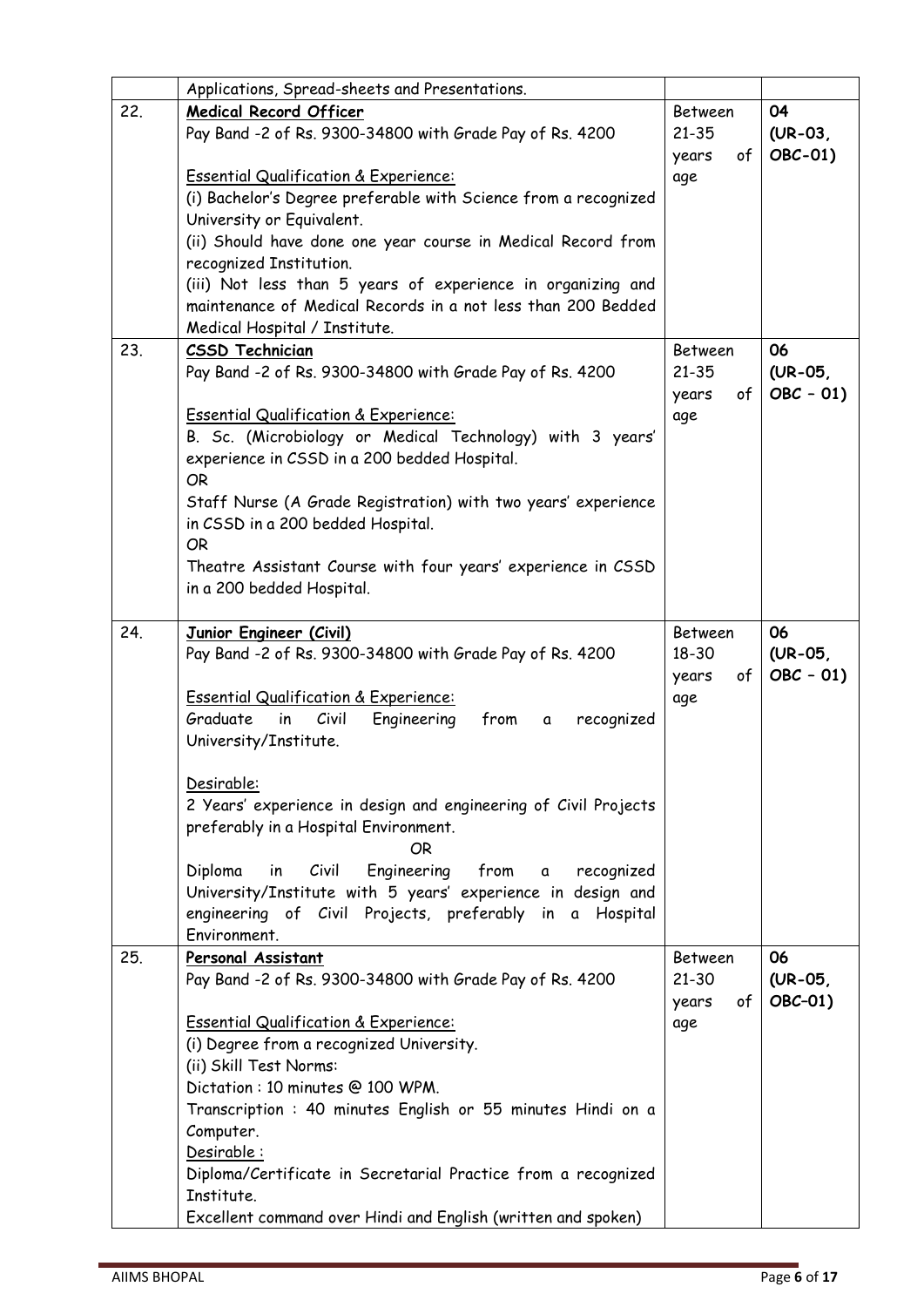| | | | |
|---|---|---|---|
| | Applications, Spread-sheets and Presentations. | | |
| 22. | **Medical Record Officer**<br>Pay Band -2 of Rs. 9300-34800 with Grade Pay of Rs. 4200<br><br>Essential Qualification & Experience:<br>(i) Bachelor's Degree preferable with Science from a recognized University or Equivalent.<br>(ii) Should have done one year course in Medical Record from recognized Institution.<br>(iii) Not less than 5 years of experience in organizing and maintenance of Medical Records in a not less than 200 Bedded Medical Hospital / Institute. | Between 21-35 years of age | **04 (UR-03, OBC-01)** |
| 23. | **CSSD Technician**<br>Pay Band -2 of Rs. 9300-34800 with Grade Pay of Rs. 4200<br><br>Essential Qualification & Experience:<br>B. Sc. (Microbiology or Medical Technology) with 3 years' experience in CSSD in a 200 bedded Hospital.<br>OR<br>Staff Nurse (A Grade Registration) with two years' experience in CSSD in a 200 bedded Hospital.<br>OR<br>Theatre Assistant Course with four years' experience in CSSD in a 200 bedded Hospital. | Between 21-35 years of age | **06 (UR-05, OBC – 01)** |
| 24. | **Junior Engineer (Civil)**<br>Pay Band -2 of Rs. 9300-34800 with Grade Pay of Rs. 4200<br><br>Essential Qualification & Experience:<br>Graduate in Civil Engineering from a recognized University/Institute.<br><br>Desirable:<br>2 Years' experience in design and engineering of Civil Projects preferably in a Hospital Environment.<br>OR<br>Diploma in Civil Engineering from a recognized University/Institute with 5 years' experience in design and engineering of Civil Projects, preferably in a Hospital Environment. | Between 18-30 years of age | **06 (UR-05, OBC – 01)** |
| 25. | **Personal Assistant**<br>Pay Band -2 of Rs. 9300-34800 with Grade Pay of Rs. 4200<br><br>Essential Qualification & Experience:<br>(i) Degree from a recognized University.<br>(ii) Skill Test Norms:<br>Dictation : 10 minutes @ 100 WPM.<br>Transcription : 40 minutes English or 55 minutes Hindi on a Computer.<br>Desirable :<br>Diploma/Certificate in Secretarial Practice from a recognized Institute.<br>Excellent command over Hindi and English (written and spoken) | Between 21-30 years of age | **06 (UR-05, OBC-01)** |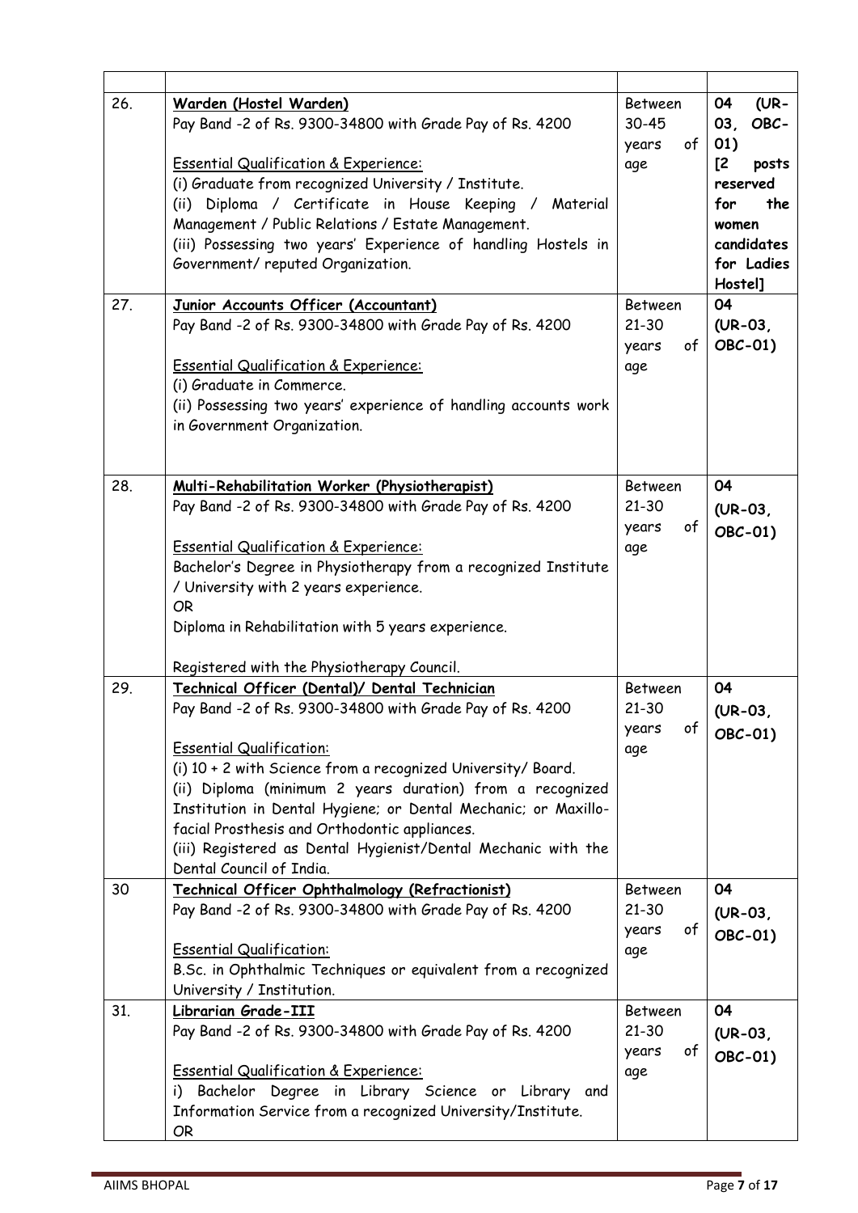| | | | |
|---|---|---|---|
| 26. | **Warden (Hostel Warden)**<br>Pay Band -2 of Rs. 9300-34800 with Grade Pay of Rs. 4200<br><br>Essential Qualification & Experience:<br>(i) Graduate from recognized University / Institute.<br>(ii) Diploma / Certificate in House Keeping / Material Management / Public Relations / Estate Management.<br>(iii) Possessing two years' Experience of handling Hostels in Government/ reputed Organization. | Between 30-45 years of age | **04 (UR-03, OBC-01)**<br>**[2 posts reserved for the women candidates for Ladies Hostel]** |
| 27. | **Junior Accounts Officer (Accountant)**<br>Pay Band -2 of Rs. 9300-34800 with Grade Pay of Rs. 4200<br><br>Essential Qualification & Experience:<br>(i) Graduate in Commerce.<br>(ii) Possessing two years' experience of handling accounts work in Government Organization. | Between 21-30 years of age | **04 (UR-03, OBC-01)** |
| 28. | **Multi-Rehabilitation Worker (Physiotherapist)**<br>Pay Band -2 of Rs. 9300-34800 with Grade Pay of Rs. 4200<br><br>Essential Qualification & Experience:<br>Bachelor's Degree in Physiotherapy from a recognized Institute / University with 2 years experience.<br>OR<br>Diploma in Rehabilitation with 5 years experience.<br><br>Registered with the Physiotherapy Council. | Between 21-30 years of age | **04 (UR-03, OBC-01)** |
| 29. | **Technical Officer (Dental)/ Dental Technician**<br>Pay Band -2 of Rs. 9300-34800 with Grade Pay of Rs. 4200<br><br>Essential Qualification:<br>(i) 10 + 2 with Science from a recognized University/ Board.<br>(ii) Diploma (minimum 2 years duration) from a recognized Institution in Dental Hygiene; or Dental Mechanic; or Maxillo-facial Prosthesis and Orthodontic appliances.<br>(iii) Registered as Dental Hygienist/Dental Mechanic with the Dental Council of India. | Between 21-30 years of age | **04 (UR-03, OBC-01)** |
| 30 | **Technical Officer Ophthalmology (Refractionist)**<br>Pay Band -2 of Rs. 9300-34800 with Grade Pay of Rs. 4200<br><br>Essential Qualification:<br>B.Sc. in Ophthalmic Techniques or equivalent from a recognized University / Institution. | Between 21-30 years of age | **04 (UR-03, OBC-01)** |
| 31. | **Librarian Grade-III**<br>Pay Band -2 of Rs. 9300-34800 with Grade Pay of Rs. 4200<br><br>Essential Qualification & Experience:<br>i) Bachelor Degree in Library Science or Library and Information Service from a recognized University/Institute.<br>OR | Between 21-30 years of age | **04 (UR-03, OBC-01)** |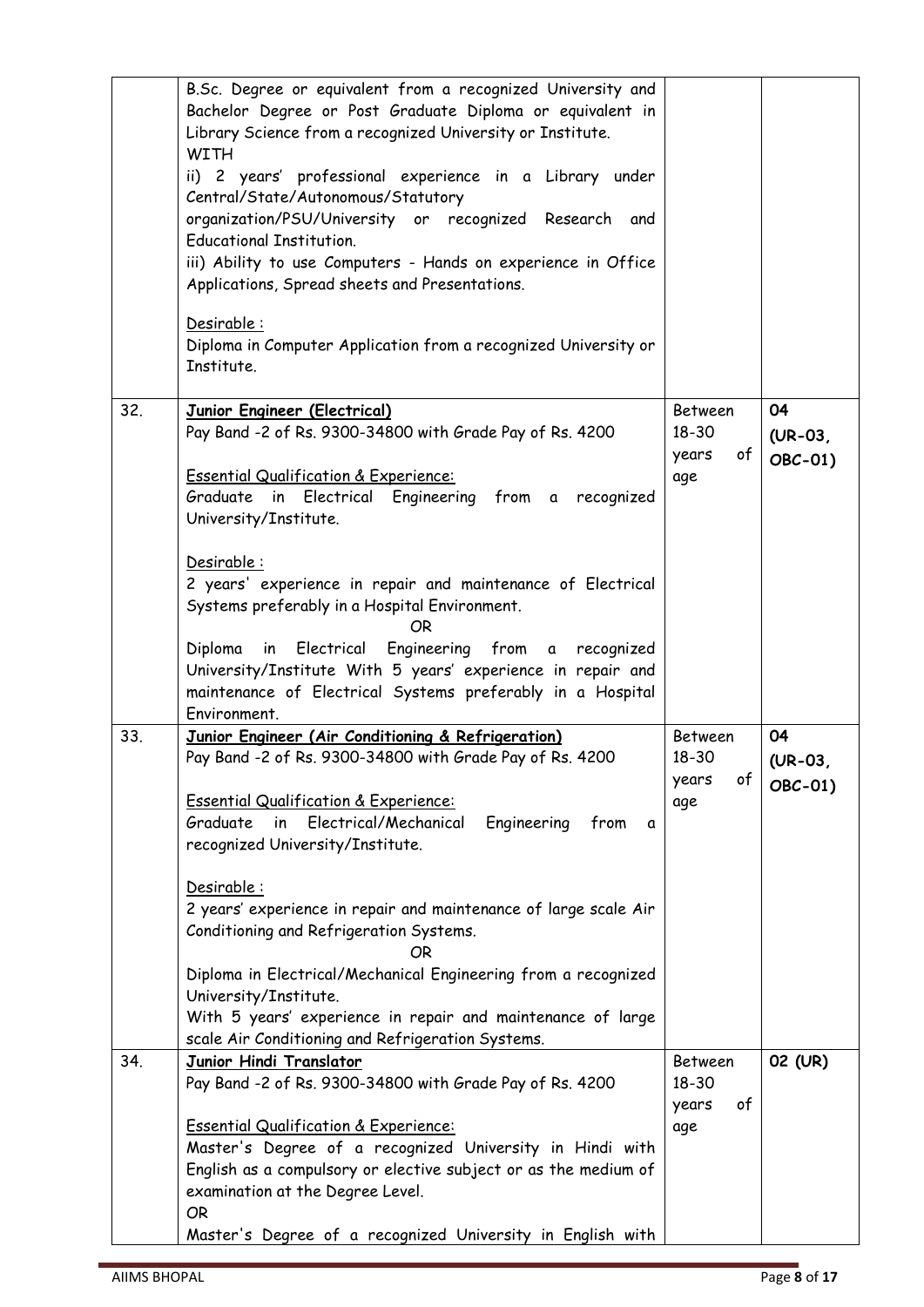| | | | |
|---|---|---|---|
| | B.Sc. Degree or equivalent from a recognized University and Bachelor Degree or Post Graduate Diploma or equivalent in Library Science from a recognized University or Institute.<br>WITH<br>ii) 2 years' professional experience in a Library under Central/State/Autonomous/Statutory organization/PSU/University or recognized Research and Educational Institution.<br>iii) Ability to use Computers - Hands on experience in Office Applications, Spread sheets and Presentations.<br><br>Desirable :<br>Diploma in Computer Application from a recognized University or Institute. | | |
| 32. | **Junior Engineer (Electrical)**<br>Pay Band -2 of Rs. 9300-34800 with Grade Pay of Rs. 4200<br><br>Essential Qualification & Experience:<br>Graduate in Electrical Engineering from a recognized University/Institute.<br><br>Desirable :<br>2 years' experience in repair and maintenance of Electrical Systems preferably in a Hospital Environment.<br>OR<br>Diploma in Electrical Engineering from a recognized University/Institute With 5 years' experience in repair and maintenance of Electrical Systems preferably in a Hospital Environment. | Between 18-30 years of age | **04 (UR-03, OBC-01)** |
| 33. | **Junior Engineer (Air Conditioning & Refrigeration)**<br>Pay Band -2 of Rs. 9300-34800 with Grade Pay of Rs. 4200<br><br>Essential Qualification & Experience:<br>Graduate in Electrical/Mechanical Engineering from a recognized University/Institute.<br><br>Desirable :<br>2 years' experience in repair and maintenance of large scale Air Conditioning and Refrigeration Systems.<br>OR<br>Diploma in Electrical/Mechanical Engineering from a recognized University/Institute.<br>With 5 years' experience in repair and maintenance of large scale Air Conditioning and Refrigeration Systems. | Between 18-30 years of age | **04 (UR-03, OBC-01)** |
| 34. | **Junior Hindi Translator**<br>Pay Band -2 of Rs. 9300-34800 with Grade Pay of Rs. 4200<br><br>Essential Qualification & Experience:<br>Master's Degree of a recognized University in Hindi with English as a compulsory or elective subject or as the medium of examination at the Degree Level.<br>OR<br>Master's Degree of a recognized University in English with | Between 18-30 years of age | **02 (UR)** |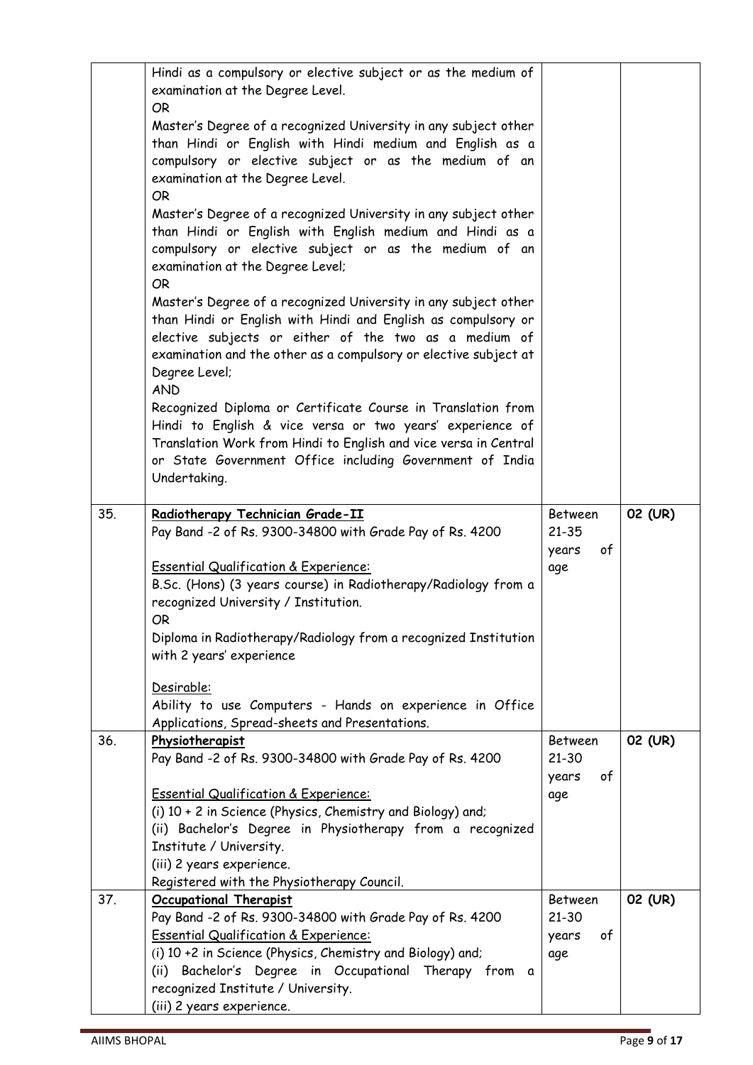| | | | |
|---|---|---|---|
| | Hindi as a compulsory or elective subject or as the medium of examination at the Degree Level.<br>OR<br>Master's Degree of a recognized University in any subject other than Hindi or English with Hindi medium and English as a compulsory or elective subject or as the medium of an examination at the Degree Level.<br>OR<br>Master's Degree of a recognized University in any subject other than Hindi or English with English medium and Hindi as a compulsory or elective subject or as the medium of an examination at the Degree Level;<br>OR<br>Master's Degree of a recognized University in any subject other than Hindi or English with Hindi and English as compulsory or elective subjects or either of the two as a medium of examination and the other as a compulsory or elective subject at Degree Level;<br>AND<br>Recognized Diploma or Certificate Course in Translation from Hindi to English & vice versa or two years' experience of Translation Work from Hindi to English and vice versa in Central or State Government Office including Government of India Undertaking. | | |
| 35. | **<u>Radiotherapy Technician Grade-II</u>**<br>Pay Band -2 of Rs. 9300-34800 with Grade Pay of Rs. 4200<br><br><u>Essential Qualification & Experience:</u><br>B.Sc. (Hons) (3 years course) in Radiotherapy/Radiology from a recognized University / Institution.<br>OR<br>Diploma in Radiotherapy/Radiology from a recognized Institution with 2 years' experience<br><br><u>Desirable:</u><br>Ability to use Computers - Hands on experience in Office Applications, Spread-sheets and Presentations. | Between 21-35 years of age | 02 (UR) |
| 36. | **<u>Physiotherapist</u>**<br>Pay Band -2 of Rs. 9300-34800 with Grade Pay of Rs. 4200<br><br><u>Essential Qualification & Experience:</u><br>(i) 10 + 2 in Science (Physics, Chemistry and Biology) and;<br>(ii) Bachelor's Degree in Physiotherapy from a recognized Institute / University.<br>(iii) 2 years experience.<br>Registered with the Physiotherapy Council. | Between 21-30 years of age | 02 (UR) |
| 37. | **<u>Occupational Therapist</u>**<br>Pay Band -2 of Rs. 9300-34800 with Grade Pay of Rs. 4200<br><u>Essential Qualification & Experience:</u><br>(i) 10 +2 in Science (Physics, Chemistry and Biology) and;<br>(ii) Bachelor's Degree in Occupational Therapy from a recognized Institute / University.<br>(iii) 2 years experience. | Between 21-30 years of age | 02 (UR) |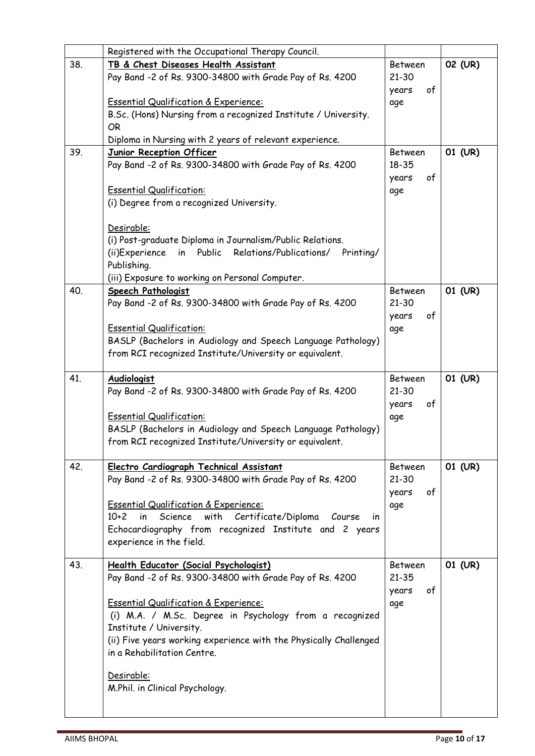| | | | |
|---|---|---|---|
| | Registered with the Occupational Therapy Council. | | |
| 38. | **TB & Chest Diseases Health Assistant**<br>Pay Band -2 of Rs. 9300-34800 with Grade Pay of Rs. 4200<br><br>Essential Qualification & Experience:<br>B.Sc. (Hons) Nursing from a recognized Institute / University.<br>OR<br>Diploma in Nursing with 2 years of relevant experience. | Between 21-30 years of age | 02 (UR) |
| 39. | **Junior Reception Officer**<br>Pay Band -2 of Rs. 9300-34800 with Grade Pay of Rs. 4200<br><br>Essential Qualification:<br>(i) Degree from a recognized University.<br><br>Desirable:<br>(i) Post-graduate Diploma in Journalism/Public Relations.<br>(ii)Experience in Public Relations/Publications/ Printing/ Publishing.<br>(iii) Exposure to working on Personal Computer. | Between 18-35 years of age | 01 (UR) |
| 40. | **Speech Pathologist**<br>Pay Band -2 of Rs. 9300-34800 with Grade Pay of Rs. 4200<br><br>Essential Qualification:<br>BASLP (Bachelors in Audiology and Speech Language Pathology) from RCI recognized Institute/University or equivalent. | Between 21-30 years of age | 01 (UR) |
| 41. | **Audiologist**<br>Pay Band -2 of Rs. 9300-34800 with Grade Pay of Rs. 4200<br><br>Essential Qualification:<br>BASLP (Bachelors in Audiology and Speech Language Pathology) from RCI recognized Institute/University or equivalent. | Between 21-30 years of age | 01 (UR) |
| 42. | **Electro Cardiograph Technical Assistant**<br>Pay Band -2 of Rs. 9300-34800 with Grade Pay of Rs. 4200<br><br>Essential Qualification & Experience:<br>10+2 in Science with Certificate/Diploma Course in Echocardiography from recognized Institute and 2 years experience in the field. | Between 21-30 years of age | 01 (UR) |
| 43. | **Health Educator (Social Psychologist)**<br>Pay Band -2 of Rs. 9300-34800 with Grade Pay of Rs. 4200<br><br>Essential Qualification & Experience:<br>(i) M.A. / M.Sc. Degree in Psychology from a recognized Institute / University.<br>(ii) Five years working experience with the Physically Challenged in a Rehabilitation Centre.<br><br>Desirable:<br>M.Phil. in Clinical Psychology. | Between 21-35 years of age | 01 (UR) |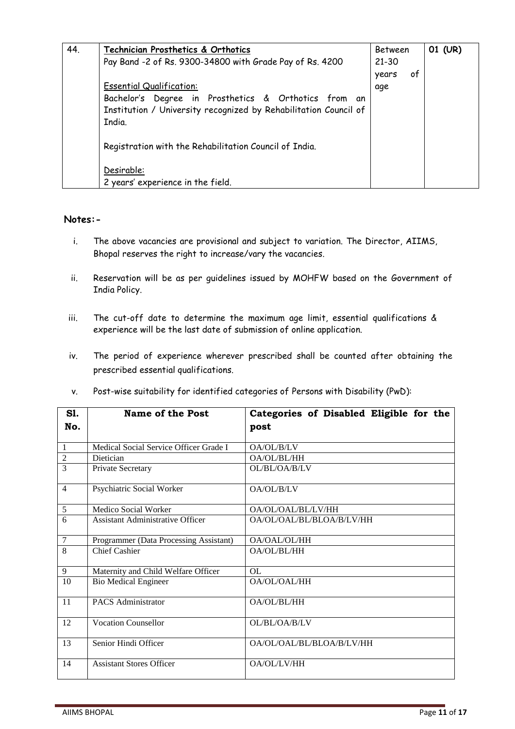| 44. | **Technician Prosthetics & Orthotics**<br>Pay Band -2 of Rs. 9300-34800 with Grade Pay of Rs. 4200<br><br>Essential Qualification:<br>Bachelor's Degree in Prosthetics & Orthotics from an Institution / University recognized by Rehabilitation Council of India.<br><br>Registration with the Rehabilitation Council of India.<br><br>Desirable:<br>2 years' experience in the field. | Between 21-30 years of age | **01 (UR)** |
|---|---|---|---|

## Notes:-

i. The above vacancies are provisional and subject to variation. The Director, AIIMS, Bhopal reserves the right to increase/vary the vacancies.

ii. Reservation will be as per guidelines issued by MOHFW based on the Government of India Policy.

iii. The cut-off date to determine the maximum age limit, essential qualifications & experience will be the last date of submission of online application.

iv. The period of experience wherever prescribed shall be counted after obtaining the prescribed essential qualifications.

v. Post-wise suitability for identified categories of Persons with Disability (PwD):

| Sl. No. | Name of the Post | Categories of Disabled Eligible for the post |
|---|---|---|
| 1 | Medical Social Service Officer Grade I | OA/OL/B/LV |
| 2 | Dietician | OA/OL/BL/HH |
| 3 | Private Secretary | OL/BL/OA/B/LV |
| 4 | Psychiatric Social Worker | OA/OL/B/LV |
| 5 | Medico Social Worker | OA/OL/OAL/BL/LV/HH |
| 6 | Assistant Administrative Officer | OA/OL/OAL/BL/BLOA/B/LV/HH |
| 7 | Programmer (Data Processing Assistant) | OA/OAL/OL/HH |
| 8 | Chief Cashier | OA/OL/BL/HH |
| 9 | Maternity and Child Welfare Officer | OL |
| 10 | Bio Medical Engineer | OA/OL/OAL/HH |
| 11 | PACS Administrator | OA/OL/BL/HH |
| 12 | Vocation Counsellor | OL/BL/OA/B/LV |
| 13 | Senior Hindi Officer | OA/OL/OAL/BL/BLOA/B/LV/HH |
| 14 | Assistant Stores Officer | OA/OL/LV/HH |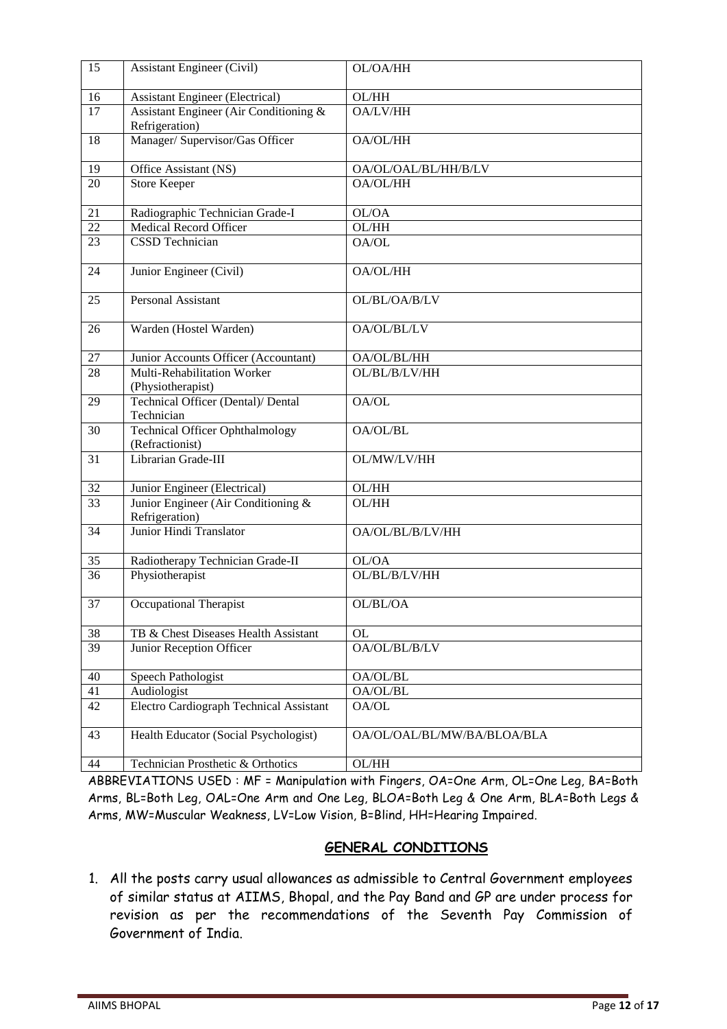| 15 | Assistant Engineer (Civil) | OL/OA/HH |
|---|---|---|
| 16 | Assistant Engineer (Electrical) | OL/HH |
| 17 | Assistant Engineer (Air Conditioning & Refrigeration) | OA/LV/HH |
| 18 | Manager/ Supervisor/Gas Officer | OA/OL/HH |
| 19 | Office Assistant (NS) | OA/OL/OAL/BL/HH/B/LV |
| 20 | Store Keeper | OA/OL/HH |
| 21 | Radiographic Technician Grade-I | OL/OA |
| 22 | Medical Record Officer | OL/HH |
| 23 | CSSD Technician | OA/OL |
| 24 | Junior Engineer (Civil) | OA/OL/HH |
| 25 | Personal Assistant | OL/BL/OA/B/LV |
| 26 | Warden (Hostel Warden) | OA/OL/BL/LV |
| 27 | Junior Accounts Officer (Accountant) | OA/OL/BL/HH |
| 28 | Multi-Rehabilitation Worker (Physiotherapist) | OL/BL/B/LV/HH |
| 29 | Technical Officer (Dental)/ Dental Technician | OA/OL |
| 30 | Technical Officer Ophthalmology (Refractionist) | OA/OL/BL |
| 31 | Librarian Grade-III | OL/MW/LV/HH |
| 32 | Junior Engineer (Electrical) | OL/HH |
| 33 | Junior Engineer (Air Conditioning & Refrigeration) | OL/HH |
| 34 | Junior Hindi Translator | OA/OL/BL/B/LV/HH |
| 35 | Radiotherapy Technician Grade-II | OL/OA |
| 36 | Physiotherapist | OL/BL/B/LV/HH |
| 37 | Occupational Therapist | OL/BL/OA |
| 38 | TB & Chest Diseases Health Assistant | OL |
| 39 | Junior Reception Officer | OA/OL/BL/B/LV |
| 40 | Speech Pathologist | OA/OL/BL |
| 41 | Audiologist | OA/OL/BL |
| 42 | Electro Cardiograph Technical Assistant | OA/OL |
| 43 | Health Educator (Social Psychologist) | OA/OL/OAL/BL/MW/BA/BLOA/BLA |
| 44 | Technician Prosthetic & Orthotics | OL/HH |

ABBREVIATIONS USED : MF = Manipulation with Fingers, OA=One Arm, OL=One Leg, BA=Both Arms, BL=Both Leg, OAL=One Arm and One Leg, BLOA=Both Leg & One Arm, BLA=Both Legs & Arms, MW=Muscular Weakness, LV=Low Vision, B=Blind, HH=Hearing Impaired.

## GENERAL CONDITIONS

1. All the posts carry usual allowances as admissible to Central Government employees of similar status at AIIMS, Bhopal, and the Pay Band and GP are under process for revision as per the recommendations of the Seventh Pay Commission of Government of India.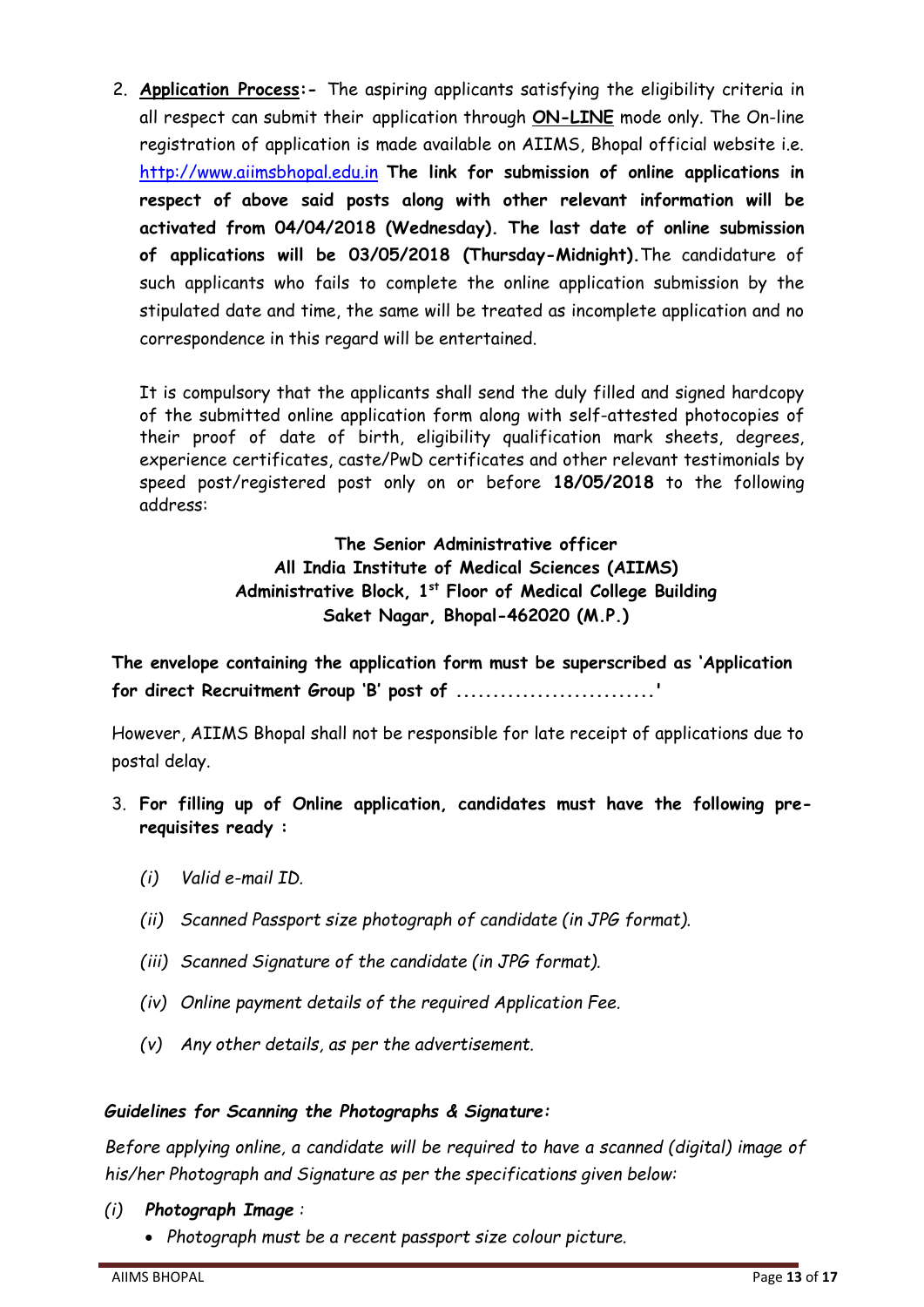2. **Application Process:-** The aspiring applicants satisfying the eligibility criteria in all respect can submit their application through **ON-LINE** mode only. The On-line registration of application is made available on AIIMS, Bhopal official website i.e. http://www.aiimsbhopal.edu.in **The link for submission of online applications in respect of above said posts along with other relevant information will be activated from 04/04/2018 (Wednesday). The last date of online submission of applications will be 03/05/2018 (Thursday-Midnight).** The candidature of such applicants who fails to complete the online application submission by the stipulated date and time, the same will be treated as incomplete application and no correspondence in this regard will be entertained.

   It is compulsory that the applicants shall send the duly filled and signed hardcopy of the submitted online application form along with self-attested photocopies of their proof of date of birth, eligibility qualification mark sheets, degrees, experience certificates, caste/PwD certificates and other relevant testimonials by speed post/registered post only on or before **18/05/2018** to the following address:

   **The Senior Administrative officer**
   **All India Institute of Medical Sciences (AIIMS)**
   **Administrative Block, 1st Floor of Medical College Building**
   **Saket Nagar, Bhopal-462020 (M.P.)**

**The envelope containing the application form must be superscribed as 'Application for direct Recruitment Group 'B' post of ...........................'**

However, AIIMS Bhopal shall not be responsible for late receipt of applications due to postal delay.

3. **For filling up of Online application, candidates must have the following pre-requisites ready :**

   *(i) Valid e-mail ID.*

   *(ii) Scanned Passport size photograph of candidate (in JPG format).*

   *(iii) Scanned Signature of the candidate (in JPG format).*

   *(iv) Online payment details of the required Application Fee.*

   *(v) Any other details, as per the advertisement.*

***Guidelines for Scanning the Photographs & Signature:***

*Before applying online, a candidate will be required to have a scanned (digital) image of his/her Photograph and Signature as per the specifications given below:*

*(i)* ***Photograph Image** :*

- *Photograph must be a recent passport size colour picture.*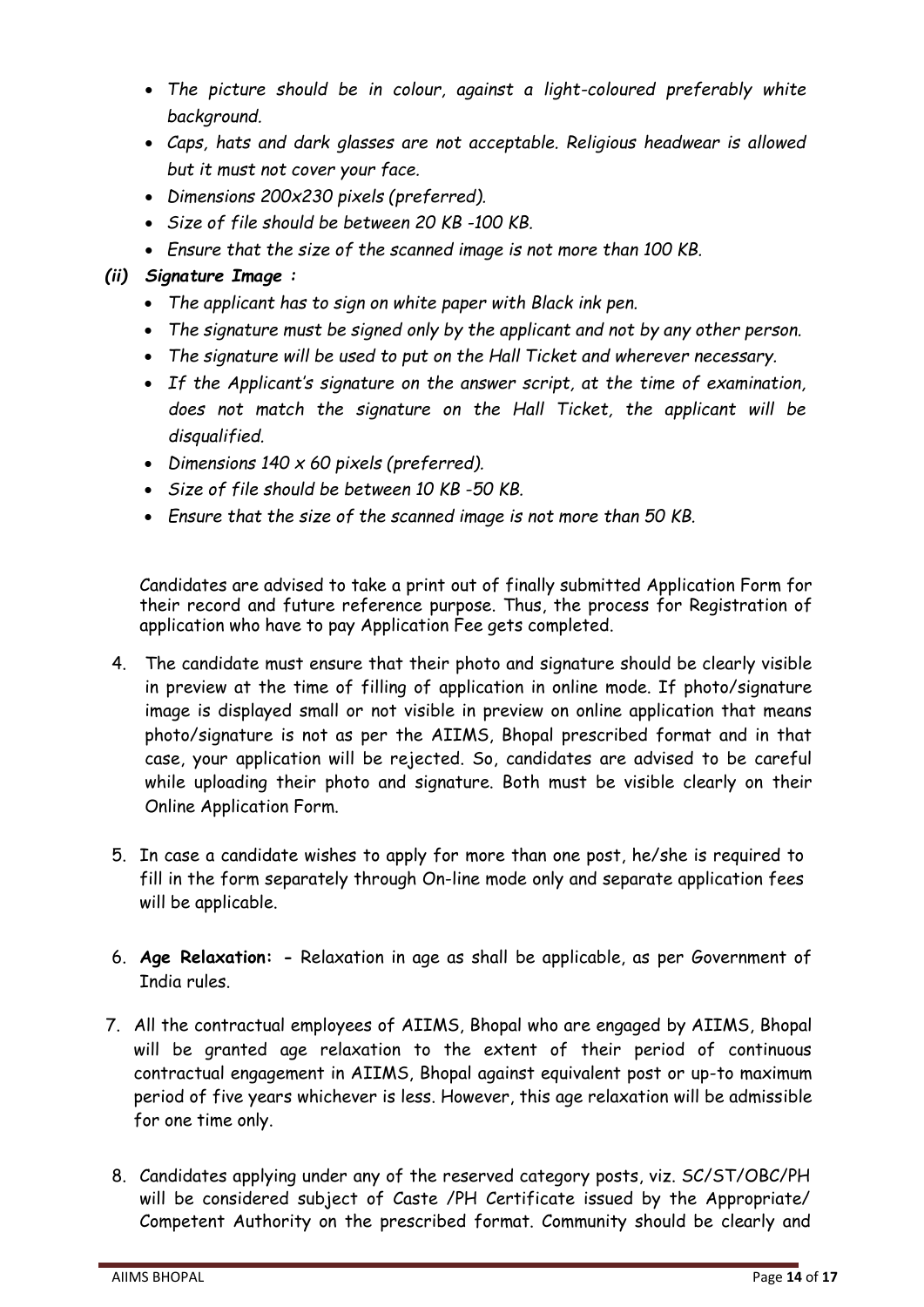- *The picture should be in colour, against a light-coloured preferably white background.*
- *Caps, hats and dark glasses are not acceptable. Religious headwear is allowed but it must not cover your face.*
- *Dimensions 200x230 pixels (preferred).*
- *Size of file should be between 20 KB -100 KB.*
- *Ensure that the size of the scanned image is not more than 100 KB.*

***(ii) Signature Image :***

- *The applicant has to sign on white paper with Black ink pen.*
- *The signature must be signed only by the applicant and not by any other person.*
- *The signature will be used to put on the Hall Ticket and wherever necessary.*
- *If the Applicant's signature on the answer script, at the time of examination, does not match the signature on the Hall Ticket, the applicant will be disqualified.*
- *Dimensions 140 x 60 pixels (preferred).*
- *Size of file should be between 10 KB -50 KB.*
- *Ensure that the size of the scanned image is not more than 50 KB.*

Candidates are advised to take a print out of finally submitted Application Form for their record and future reference purpose. Thus, the process for Registration of application who have to pay Application Fee gets completed.

4. The candidate must ensure that their photo and signature should be clearly visible in preview at the time of filling of application in online mode. If photo/signature image is displayed small or not visible in preview on online application that means photo/signature is not as per the AIIMS, Bhopal prescribed format and in that case, your application will be rejected. So, candidates are advised to be careful while uploading their photo and signature. Both must be visible clearly on their Online Application Form.

5. In case a candidate wishes to apply for more than one post, he/she is required to fill in the form separately through On-line mode only and separate application fees will be applicable.

6. **Age Relaxation: -** Relaxation in age as shall be applicable, as per Government of India rules.

7. All the contractual employees of AIIMS, Bhopal who are engaged by AIIMS, Bhopal will be granted age relaxation to the extent of their period of continuous contractual engagement in AIIMS, Bhopal against equivalent post or up-to maximum period of five years whichever is less. However, this age relaxation will be admissible for one time only.

8. Candidates applying under any of the reserved category posts, viz. SC/ST/OBC/PH will be considered subject of Caste /PH Certificate issued by the Appropriate/ Competent Authority on the prescribed format. Community should be clearly and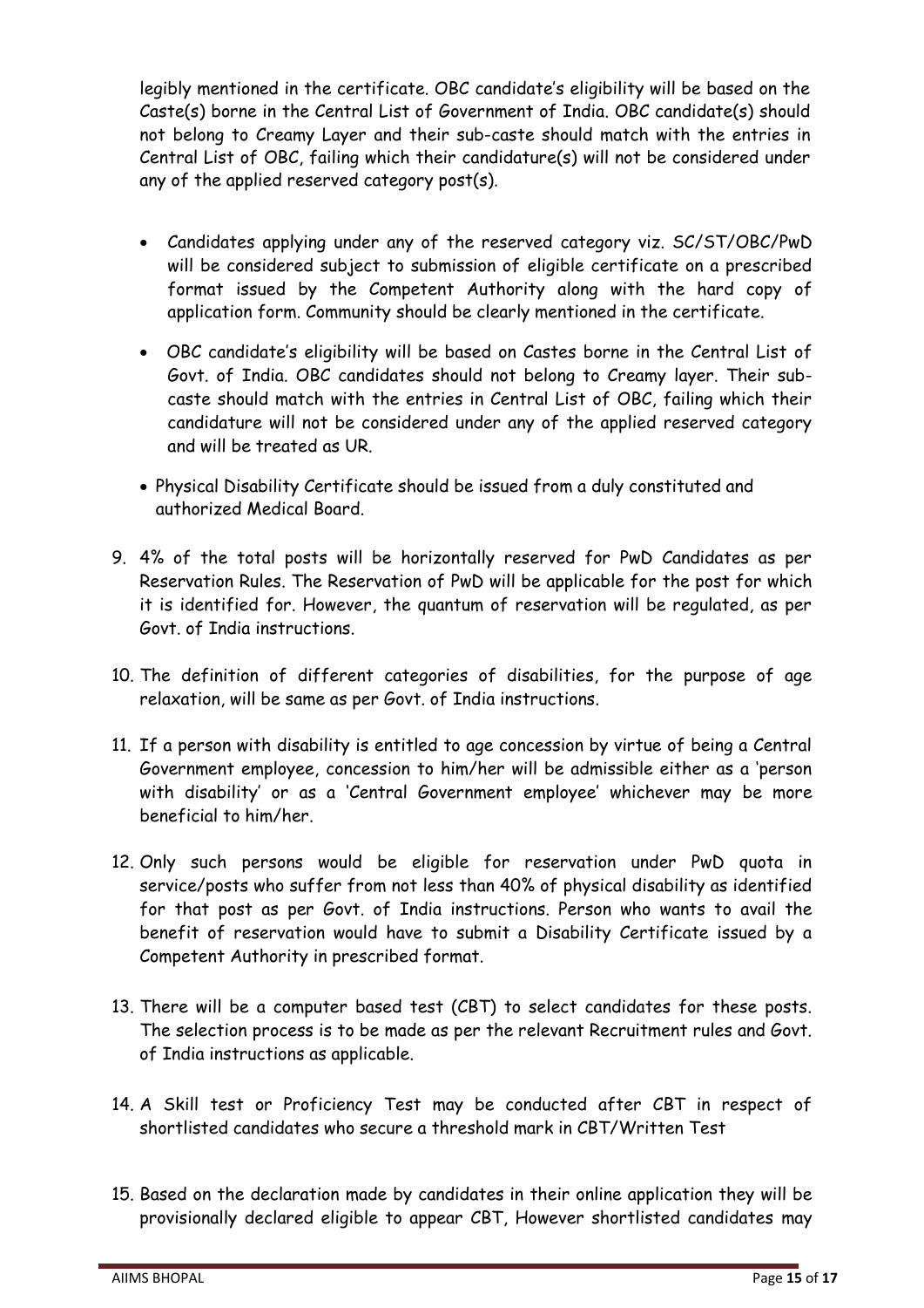legibly mentioned in the certificate. OBC candidate's eligibility will be based on the Caste(s) borne in the Central List of Government of India. OBC candidate(s) should not belong to Creamy Layer and their sub-caste should match with the entries in Central List of OBC, failing which their candidature(s) will not be considered under any of the applied reserved category post(s).

- Candidates applying under any of the reserved category viz. SC/ST/OBC/PwD will be considered subject to submission of eligible certificate on a prescribed format issued by the Competent Authority along with the hard copy of application form. Community should be clearly mentioned in the certificate.
- OBC candidate's eligibility will be based on Castes borne in the Central List of Govt. of India. OBC candidates should not belong to Creamy layer. Their sub-caste should match with the entries in Central List of OBC, failing which their candidature will not be considered under any of the applied reserved category and will be treated as UR.
- Physical Disability Certificate should be issued from a duly constituted and authorized Medical Board.

9. 4% of the total posts will be horizontally reserved for PwD Candidates as per Reservation Rules. The Reservation of PwD will be applicable for the post for which it is identified for. However, the quantum of reservation will be regulated, as per Govt. of India instructions.

10. The definition of different categories of disabilities, for the purpose of age relaxation, will be same as per Govt. of India instructions.

11. If a person with disability is entitled to age concession by virtue of being a Central Government employee, concession to him/her will be admissible either as a 'person with disability' or as a 'Central Government employee' whichever may be more beneficial to him/her.

12. Only such persons would be eligible for reservation under PwD quota in service/posts who suffer from not less than 40% of physical disability as identified for that post as per Govt. of India instructions. Person who wants to avail the benefit of reservation would have to submit a Disability Certificate issued by a Competent Authority in prescribed format.

13. There will be a computer based test (CBT) to select candidates for these posts. The selection process is to be made as per the relevant Recruitment rules and Govt. of India instructions as applicable.

14. A Skill test or Proficiency Test may be conducted after CBT in respect of shortlisted candidates who secure a threshold mark in CBT/Written Test

15. Based on the declaration made by candidates in their online application they will be provisionally declared eligible to appear CBT, However shortlisted candidates may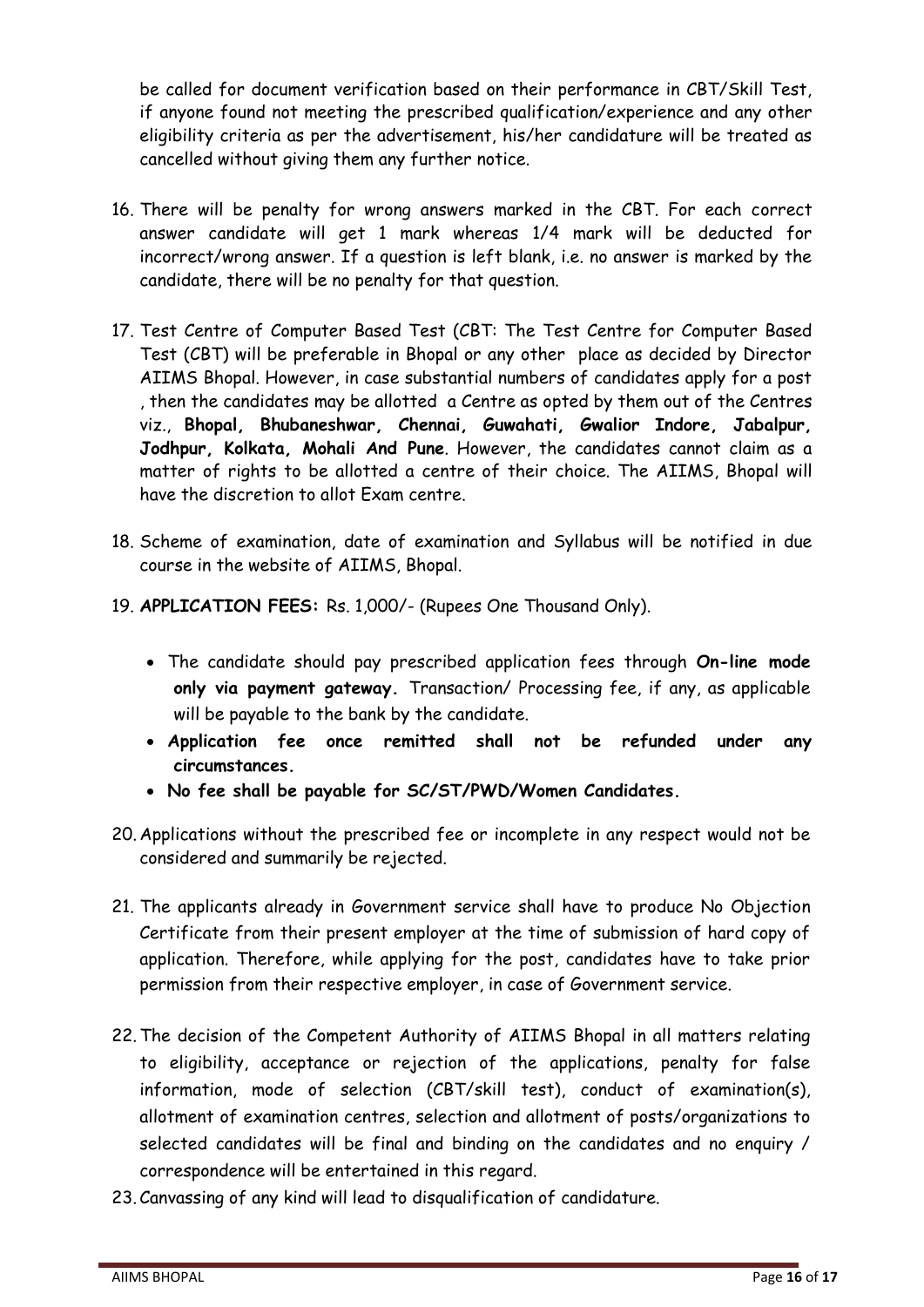be called for document verification based on their performance in CBT/Skill Test, if anyone found not meeting the prescribed qualification/experience and any other eligibility criteria as per the advertisement, his/her candidature will be treated as cancelled without giving them any further notice.

16. There will be penalty for wrong answers marked in the CBT. For each correct answer candidate will get 1 mark whereas 1/4 mark will be deducted for incorrect/wrong answer. If a question is left blank, i.e. no answer is marked by the candidate, there will be no penalty for that question.

17. Test Centre of Computer Based Test (CBT: The Test Centre for Computer Based Test (CBT) will be preferable in Bhopal or any other place as decided by Director AIIMS Bhopal. However, in case substantial numbers of candidates apply for a post , then the candidates may be allotted a Centre as opted by them out of the Centres viz., **Bhopal, Bhubaneshwar, Chennai, Guwahati, Gwalior Indore, Jabalpur, Jodhpur, Kolkata, Mohali And Pune**. However, the candidates cannot claim as a matter of rights to be allotted a centre of their choice. The AIIMS, Bhopal will have the discretion to allot Exam centre.

18. Scheme of examination, date of examination and Syllabus will be notified in due course in the website of AIIMS, Bhopal.

19. **APPLICATION FEES:** Rs. 1,000/- (Rupees One Thousand Only).

    - The candidate should pay prescribed application fees through **On-line mode only via payment gateway.** Transaction/ Processing fee, if any, as applicable will be payable to the bank by the candidate.
    - **Application fee once remitted shall not be refunded under any circumstances.**
    - **No fee shall be payable for SC/ST/PWD/Women Candidates.**

20. Applications without the prescribed fee or incomplete in any respect would not be considered and summarily be rejected.

21. The applicants already in Government service shall have to produce No Objection Certificate from their present employer at the time of submission of hard copy of application. Therefore, while applying for the post, candidates have to take prior permission from their respective employer, in case of Government service.

22. The decision of the Competent Authority of AIIMS Bhopal in all matters relating to eligibility, acceptance or rejection of the applications, penalty for false information, mode of selection (CBT/skill test), conduct of examination(s), allotment of examination centres, selection and allotment of posts/organizations to selected candidates will be final and binding on the candidates and no enquiry / correspondence will be entertained in this regard.

23. Canvassing of any kind will lead to disqualification of candidature.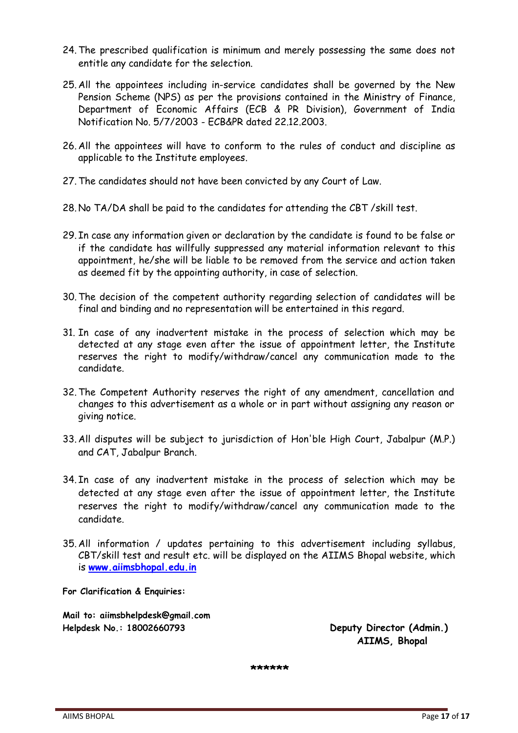24. The prescribed qualification is minimum and merely possessing the same does not entitle any candidate for the selection.

25. All the appointees including in-service candidates shall be governed by the New Pension Scheme (NPS) as per the provisions contained in the Ministry of Finance, Department of Economic Affairs (ECB & PR Division), Government of India Notification No. 5/7/2003 - ECB&PR dated 22.12.2003.

26. All the appointees will have to conform to the rules of conduct and discipline as applicable to the Institute employees.

27. The candidates should not have been convicted by any Court of Law.

28. No TA/DA shall be paid to the candidates for attending the CBT /skill test.

29. In case any information given or declaration by the candidate is found to be false or if the candidate has willfully suppressed any material information relevant to this appointment, he/she will be liable to be removed from the service and action taken as deemed fit by the appointing authority, in case of selection.

30. The decision of the competent authority regarding selection of candidates will be final and binding and no representation will be entertained in this regard.

31. In case of any inadvertent mistake in the process of selection which may be detected at any stage even after the issue of appointment letter, the Institute reserves the right to modify/withdraw/cancel any communication made to the candidate.

32. The Competent Authority reserves the right of any amendment, cancellation and changes to this advertisement as a whole or in part without assigning any reason or giving notice.

33. All disputes will be subject to jurisdiction of Hon'ble High Court, Jabalpur (M.P.) and CAT, Jabalpur Branch.

34. In case of any inadvertent mistake in the process of selection which may be detected at any stage even after the issue of appointment letter, the Institute reserves the right to modify/withdraw/cancel any communication made to the candidate.

35. All information / updates pertaining to this advertisement including syllabus, CBT/skill test and result etc. will be displayed on the AIIMS Bhopal website, which is **www.aiimsbhopal.edu.in**

**For Clarification & Enquiries:**

**Mail to: aiimsbhelpdesk@gmail.com**
**Helpdesk No.: 18002660793**

**Deputy Director (Admin.)**
**AIIMS, Bhopal**

******